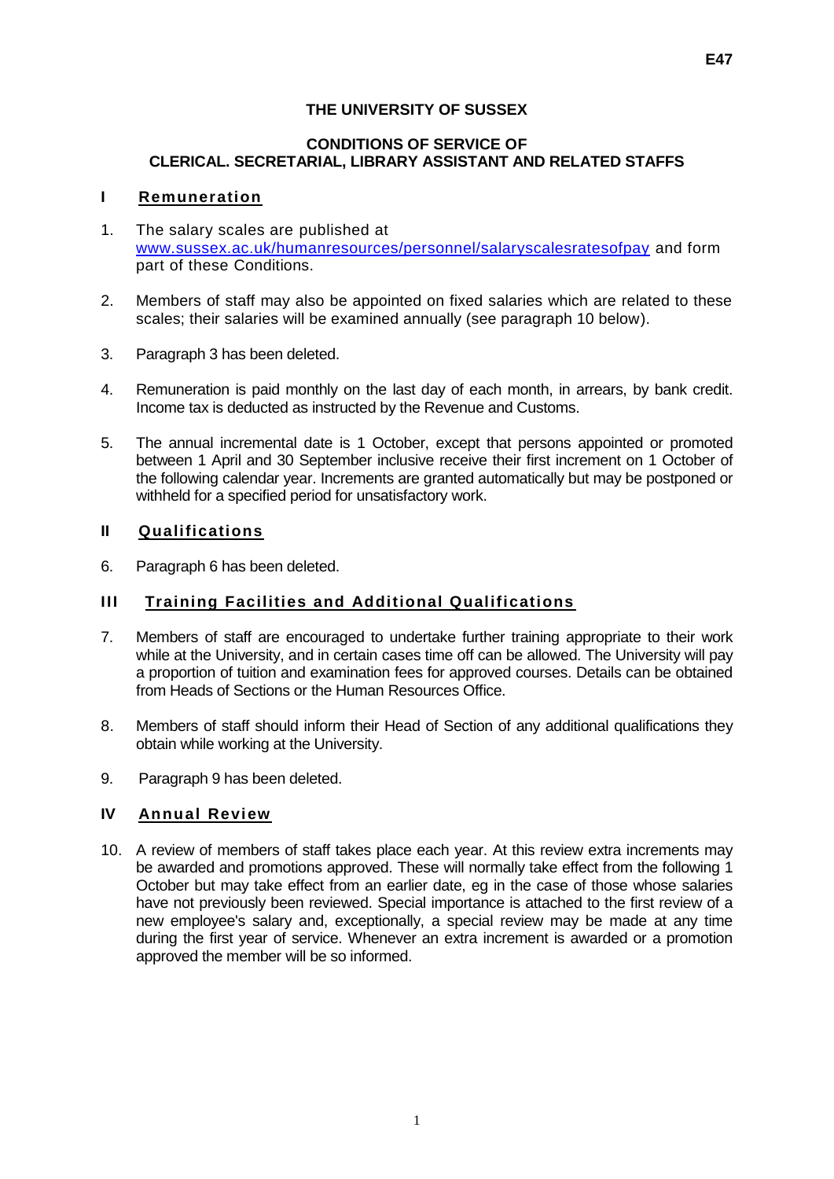E47

# THE UNIVERSITY OF SUSSEX

## CONDITIONS OF SERVICE OF CLERICAL. SECRETARIAL, LIBRARY ASSISTANT AND RELATED STAFFS

### I Remuneration

1. The salary scales are published at [www.sussex.ac.uk/humanresources/personnel/salaryscalesratesofpay](www.sussex.ac.uk/humanresources/personnel/salaryscalesratesofpay) and form part of these Conditions.

2. Members of staff may also be appointed on fixed salaries which are related to these scales; their salaries will be examined annually (see paragraph 10 below).

3. Paragraph 3 has been deleted.

4. Remuneration is paid monthly on the last day of each month, in arrears, by bank credit. Income tax is deducted as instructed by the Revenue and Customs.

5. The annual incremental date is 1 October, except that persons appointed or promoted between 1 April and 30 September inclusive receive their first increment on 1 October of the following calendar year. Increments are granted automatically but may be postponed or withheld for a specified period for unsatisfactory work.

### II Qualifications

6. Paragraph 6 has been deleted.

### III Training Facilities and Additional Qualifications

7. Members of staff are encouraged to undertake further training appropriate to their work while at the University, and in certain cases time off can be allowed. The University will pay a proportion of tuition and examination fees for approved courses. Details can be obtained from Heads of Sections or the Human Resources Office.

8. Members of staff should inform their Head of Section of any additional qualifications they obtain while working at the University.

9. Paragraph 9 has been deleted.

### IV Annual Review

10. A review of members of staff takes place each year. At this review extra increments may be awarded and promotions approved. These will normally take effect from the following 1 October but may take effect from an earlier date, eg in the case of those whose salaries have not previously been reviewed. Special importance is attached to the first review of a new employee's salary and, exceptionally, a special review may be made at any time during the first year of service. Whenever an extra increment is awarded or a promotion approved the member will be so informed.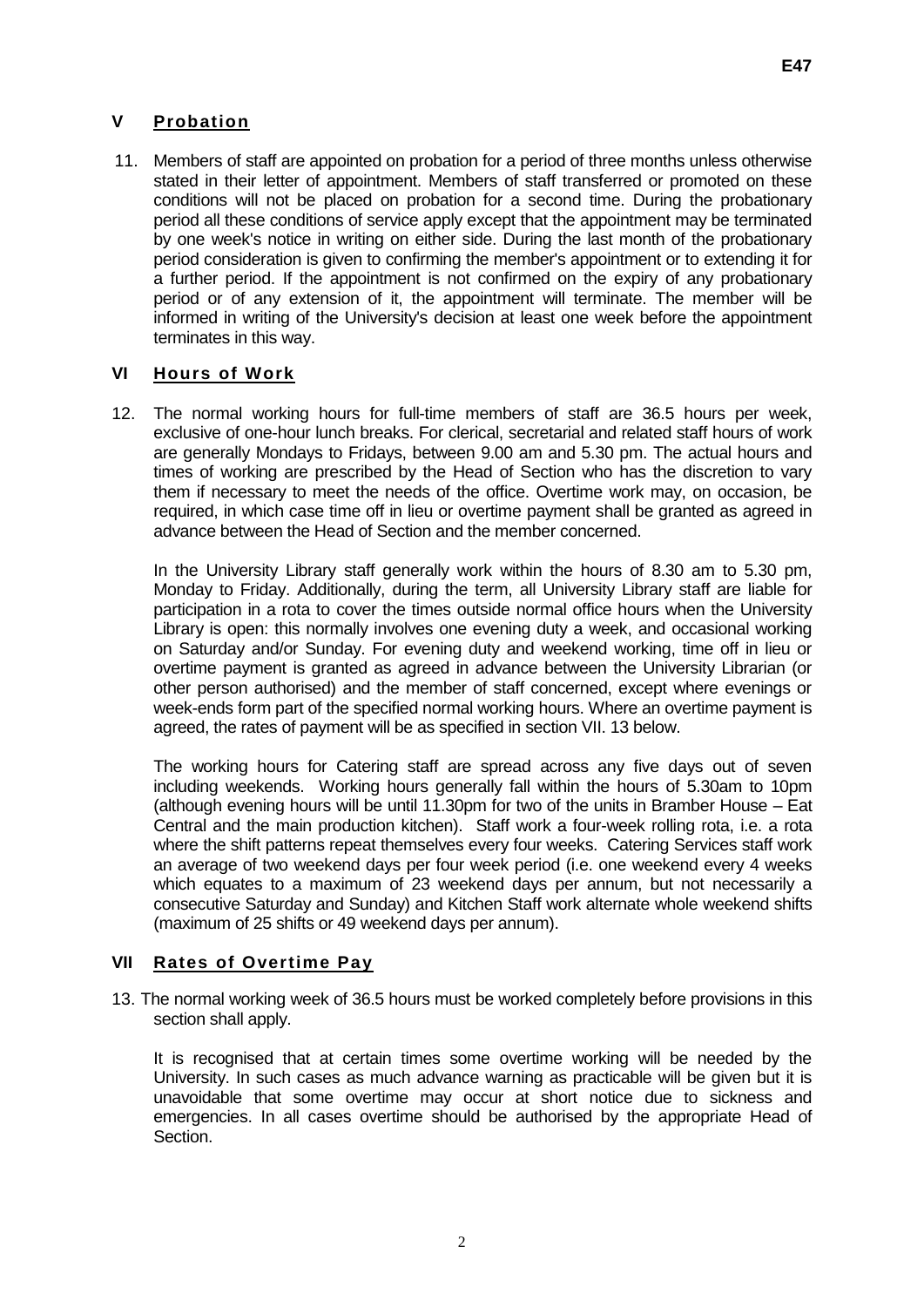## V Probation

11. Members of staff are appointed on probation for a period of three months unless otherwise stated in their letter of appointment. Members of staff transferred or promoted on these conditions will not be placed on probation for a second time. During the probationary period all these conditions of service apply except that the appointment may be terminated by one week's notice in writing on either side. During the last month of the probationary period consideration is given to confirming the member's appointment or to extending it for a further period. If the appointment is not confirmed on the expiry of any probationary period or of any extension of it, the appointment will terminate. The member will be informed in writing of the University's decision at least one week before the appointment terminates in this way.

## VI Hours of Work

12. The normal working hours for full-time members of staff are 36.5 hours per week, exclusive of one-hour lunch breaks. For clerical, secretarial and related staff hours of work are generally Mondays to Fridays, between 9.00 am and 5.30 pm. The actual hours and times of working are prescribed by the Head of Section who has the discretion to vary them if necessary to meet the needs of the office. Overtime work may, on occasion, be required, in which case time off in lieu or overtime payment shall be granted as agreed in advance between the Head of Section and the member concerned.

    In the University Library staff generally work within the hours of 8.30 am to 5.30 pm, Monday to Friday. Additionally, during the term, all University Library staff are liable for participation in a rota to cover the times outside normal office hours when the University Library is open: this normally involves one evening duty a week, and occasional working on Saturday and/or Sunday. For evening duty and weekend working, time off in lieu or overtime payment is granted as agreed in advance between the University Librarian (or other person authorised) and the member of staff concerned, except where evenings or week-ends form part of the specified normal working hours. Where an overtime payment is agreed, the rates of payment will be as specified in section VII. 13 below.

    The working hours for Catering staff are spread across any five days out of seven including weekends. Working hours generally fall within the hours of 5.30am to 10pm (although evening hours will be until 11.30pm for two of the units in Bramber House – Eat Central and the main production kitchen). Staff work a four-week rolling rota, i.e. a rota where the shift patterns repeat themselves every four weeks. Catering Services staff work an average of two weekend days per four week period (i.e. one weekend every 4 weeks which equates to a maximum of 23 weekend days per annum, but not necessarily a consecutive Saturday and Sunday) and Kitchen Staff work alternate whole weekend shifts (maximum of 25 shifts or 49 weekend days per annum).

## VII Rates of Overtime Pay

13. The normal working week of 36.5 hours must be worked completely before provisions in this section shall apply.

    It is recognised that at certain times some overtime working will be needed by the University. In such cases as much advance warning as practicable will be given but it is unavoidable that some overtime may occur at short notice due to sickness and emergencies. In all cases overtime should be authorised by the appropriate Head of Section.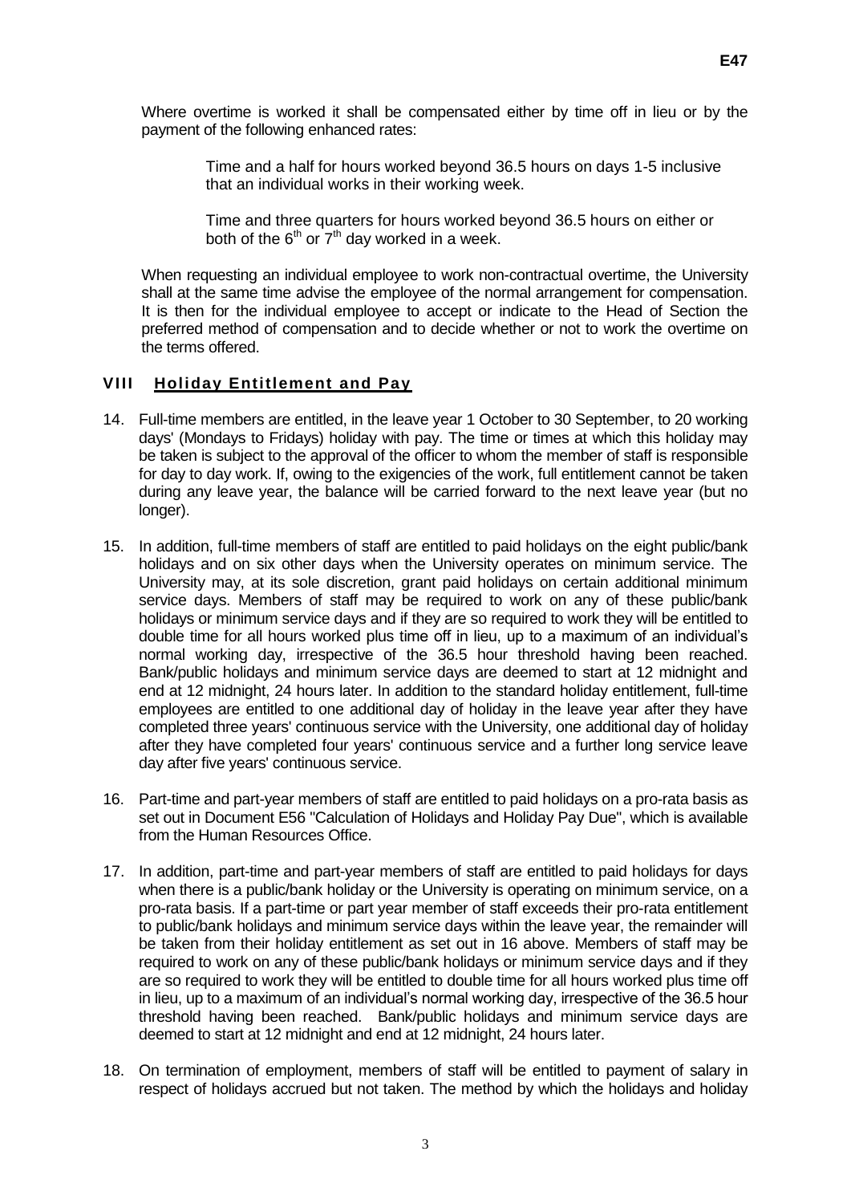Where overtime is worked it shall be compensated either by time off in lieu or by the payment of the following enhanced rates:

> Time and a half for hours worked beyond 36.5 hours on days 1-5 inclusive that an individual works in their working week.
>
> Time and three quarters for hours worked beyond 36.5 hours on either or both of the 6th or 7th day worked in a week.

When requesting an individual employee to work non-contractual overtime, the University shall at the same time advise the employee of the normal arrangement for compensation. It is then for the individual employee to accept or indicate to the Head of Section the preferred method of compensation and to decide whether or not to work the overtime on the terms offered.

## VIII Holiday Entitlement and Pay

14. Full-time members are entitled, in the leave year 1 October to 30 September, to 20 working days' (Mondays to Fridays) holiday with pay. The time or times at which this holiday may be taken is subject to the approval of the officer to whom the member of staff is responsible for day to day work. If, owing to the exigencies of the work, full entitlement cannot be taken during any leave year, the balance will be carried forward to the next leave year (but no longer).

15. In addition, full-time members of staff are entitled to paid holidays on the eight public/bank holidays and on six other days when the University operates on minimum service. The University may, at its sole discretion, grant paid holidays on certain additional minimum service days. Members of staff may be required to work on any of these public/bank holidays or minimum service days and if they are so required to work they will be entitled to double time for all hours worked plus time off in lieu, up to a maximum of an individual's normal working day, irrespective of the 36.5 hour threshold having been reached. Bank/public holidays and minimum service days are deemed to start at 12 midnight and end at 12 midnight, 24 hours later. In addition to the standard holiday entitlement, full-time employees are entitled to one additional day of holiday in the leave year after they have completed three years' continuous service with the University, one additional day of holiday after they have completed four years' continuous service and a further long service leave day after five years' continuous service.

16. Part-time and part-year members of staff are entitled to paid holidays on a pro-rata basis as set out in Document E56 "Calculation of Holidays and Holiday Pay Due", which is available from the Human Resources Office.

17. In addition, part-time and part-year members of staff are entitled to paid holidays for days when there is a public/bank holiday or the University is operating on minimum service, on a pro-rata basis. If a part-time or part year member of staff exceeds their pro-rata entitlement to public/bank holidays and minimum service days within the leave year, the remainder will be taken from their holiday entitlement as set out in 16 above. Members of staff may be required to work on any of these public/bank holidays or minimum service days and if they are so required to work they will be entitled to double time for all hours worked plus time off in lieu, up to a maximum of an individual's normal working day, irrespective of the 36.5 hour threshold having been reached. Bank/public holidays and minimum service days are deemed to start at 12 midnight and end at 12 midnight, 24 hours later.

18. On termination of employment, members of staff will be entitled to payment of salary in respect of holidays accrued but not taken. The method by which the holidays and holiday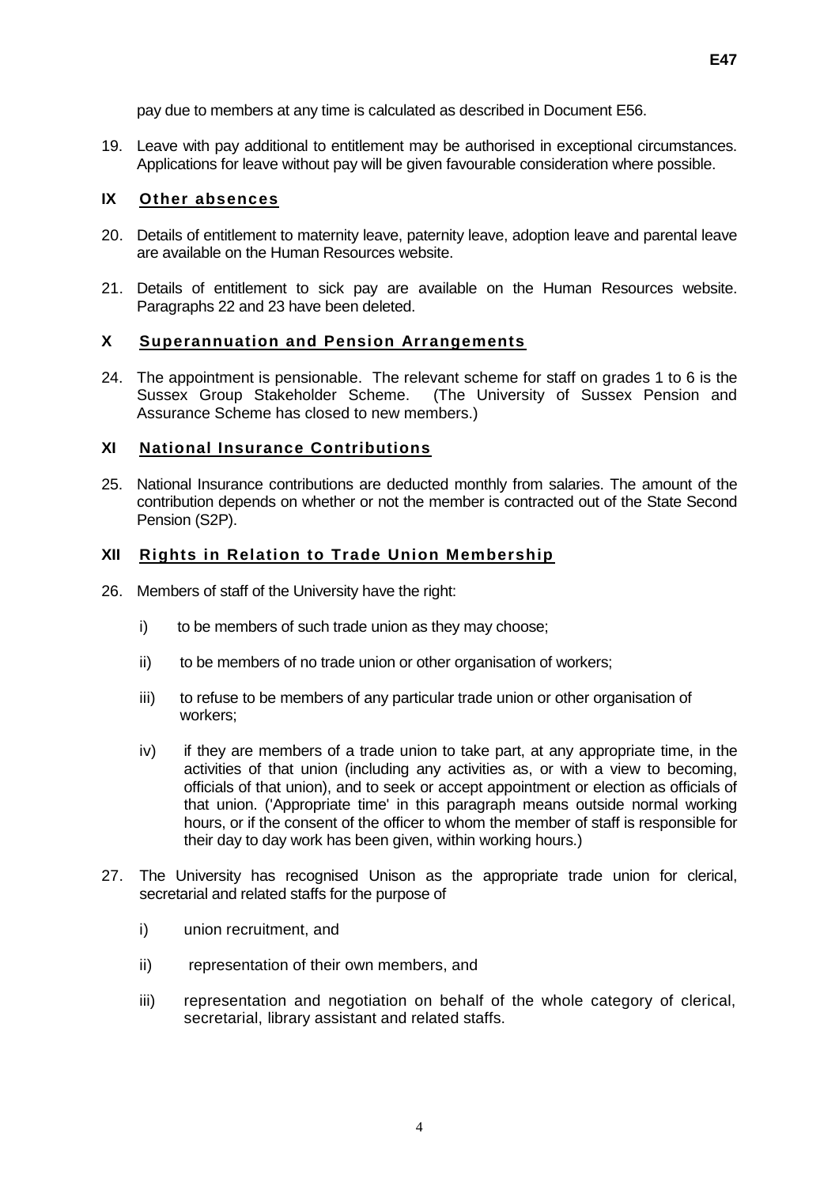pay due to members at any time is calculated as described in Document E56.

19. Leave with pay additional to entitlement may be authorised in exceptional circumstances. Applications for leave without pay will be given favourable consideration where possible.

## IX Other absences

20. Details of entitlement to maternity leave, paternity leave, adoption leave and parental leave are available on the Human Resources website.

21. Details of entitlement to sick pay are available on the Human Resources website. Paragraphs 22 and 23 have been deleted.

## X Superannuation and Pension Arrangements

24. The appointment is pensionable. The relevant scheme for staff on grades 1 to 6 is the Sussex Group Stakeholder Scheme. (The University of Sussex Pension and Assurance Scheme has closed to new members.)

## XI National Insurance Contributions

25. National Insurance contributions are deducted monthly from salaries. The amount of the contribution depends on whether or not the member is contracted out of the State Second Pension (S2P).

## XII Rights in Relation to Trade Union Membership

26. Members of staff of the University have the right:

    i) to be members of such trade union as they may choose;

    ii) to be members of no trade union or other organisation of workers;

    iii) to refuse to be members of any particular trade union or other organisation of workers;

    iv) if they are members of a trade union to take part, at any appropriate time, in the activities of that union (including any activities as, or with a view to becoming, officials of that union), and to seek or accept appointment or election as officials of that union. ('Appropriate time' in this paragraph means outside normal working hours, or if the consent of the officer to whom the member of staff is responsible for their day to day work has been given, within working hours.)

27. The University has recognised Unison as the appropriate trade union for clerical, secretarial and related staffs for the purpose of

    i) union recruitment, and

    ii) representation of their own members, and

    iii) representation and negotiation on behalf of the whole category of clerical, secretarial, library assistant and related staffs.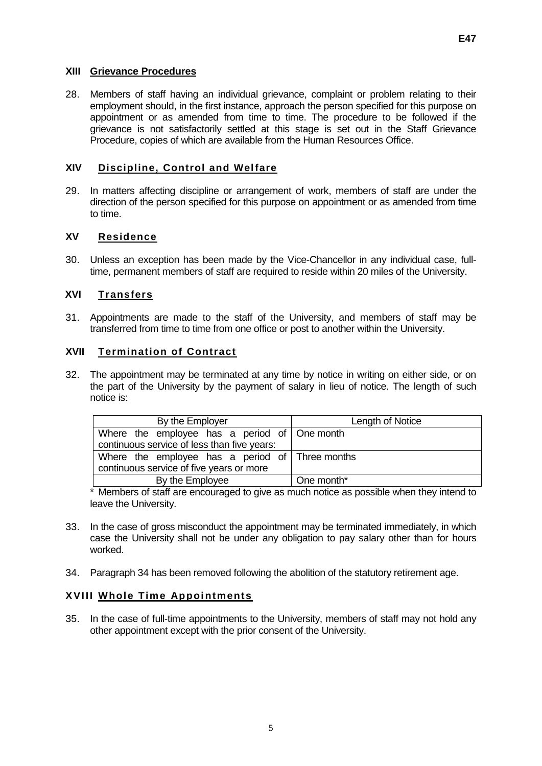## XIII Grievance Procedures

28. Members of staff having an individual grievance, complaint or problem relating to their employment should, in the first instance, approach the person specified for this purpose on appointment or as amended from time to time. The procedure to be followed if the grievance is not satisfactorily settled at this stage is set out in the Staff Grievance Procedure, copies of which are available from the Human Resources Office.

## XIV Discipline, Control and Welfare

29. In matters affecting discipline or arrangement of work, members of staff are under the direction of the person specified for this purpose on appointment or as amended from time to time.

## XV Residence

30. Unless an exception has been made by the Vice-Chancellor in any individual case, full-time, permanent members of staff are required to reside within 20 miles of the University.

## XVI Transfers

31. Appointments are made to the staff of the University, and members of staff may be transferred from time to time from one office or post to another within the University.

## XVII Termination of Contract

32. The appointment may be terminated at any time by notice in writing on either side, or on the part of the University by the payment of salary in lieu of notice. The length of such notice is:

| By the Employer | Length of Notice |
|---|---|
| Where the employee has a period of continuous service of less than five years: | One month |
| Where the employee has a period of continuous service of five years or more | Three months |
| By the Employee | One month* |

\* Members of staff are encouraged to give as much notice as possible when they intend to leave the University.

33. In the case of gross misconduct the appointment may be terminated immediately, in which case the University shall not be under any obligation to pay salary other than for hours worked.

34. Paragraph 34 has been removed following the abolition of the statutory retirement age.

## XVIII Whole Time Appointments

35. In the case of full-time appointments to the University, members of staff may not hold any other appointment except with the prior consent of the University.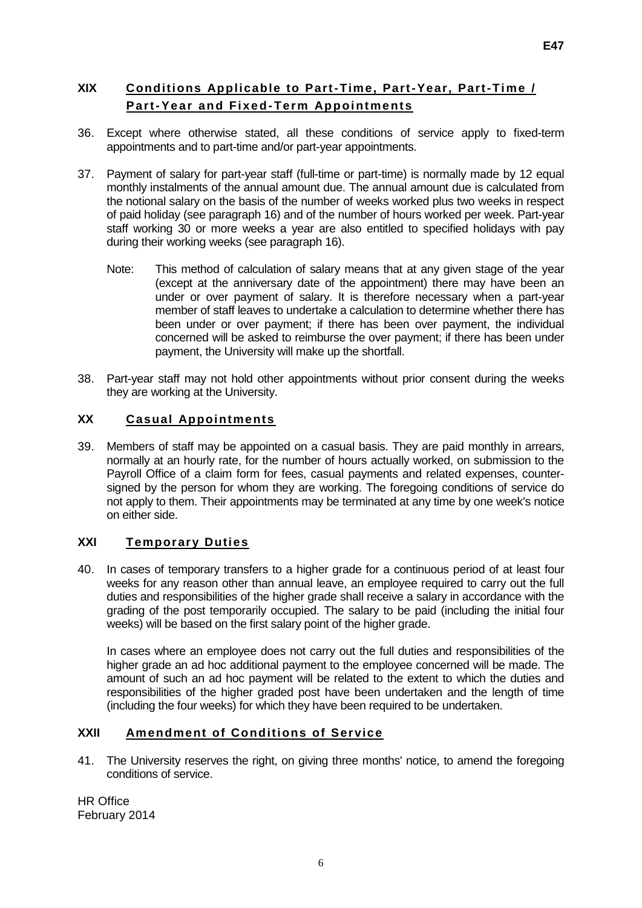## XIX Conditions Applicable to Part-Time, Part-Year, Part-Time / Part-Year and Fixed-Term Appointments

36. Except where otherwise stated, all these conditions of service apply to fixed-term appointments and to part-time and/or part-year appointments.

37. Payment of salary for part-year staff (full-time or part-time) is normally made by 12 equal monthly instalments of the annual amount due. The annual amount due is calculated from the notional salary on the basis of the number of weeks worked plus two weeks in respect of paid holiday (see paragraph 16) and of the number of hours worked per week. Part-year staff working 30 or more weeks a year are also entitled to specified holidays with pay during their working weeks (see paragraph 16).

    Note: This method of calculation of salary means that at any given stage of the year (except at the anniversary date of the appointment) there may have been an under or over payment of salary. It is therefore necessary when a part-year member of staff leaves to undertake a calculation to determine whether there has been under or over payment; if there has been over payment, the individual concerned will be asked to reimburse the over payment; if there has been under payment, the University will make up the shortfall.

38. Part-year staff may not hold other appointments without prior consent during the weeks they are working at the University.

## XX Casual Appointments

39. Members of staff may be appointed on a casual basis. They are paid monthly in arrears, normally at an hourly rate, for the number of hours actually worked, on submission to the Payroll Office of a claim form for fees, casual payments and related expenses, counter-signed by the person for whom they are working. The foregoing conditions of service do not apply to them. Their appointments may be terminated at any time by one week's notice on either side.

## XXI Temporary Duties

40. In cases of temporary transfers to a higher grade for a continuous period of at least four weeks for any reason other than annual leave, an employee required to carry out the full duties and responsibilities of the higher grade shall receive a salary in accordance with the grading of the post temporarily occupied. The salary to be paid (including the initial four weeks) will be based on the first salary point of the higher grade.

    In cases where an employee does not carry out the full duties and responsibilities of the higher grade an ad hoc additional payment to the employee concerned will be made. The amount of such an ad hoc payment will be related to the extent to which the duties and responsibilities of the higher graded post have been undertaken and the length of time (including the four weeks) for which they have been required to be undertaken.

## XXII Amendment of Conditions of Service

41. The University reserves the right, on giving three months' notice, to amend the foregoing conditions of service.

HR Office
February 2014